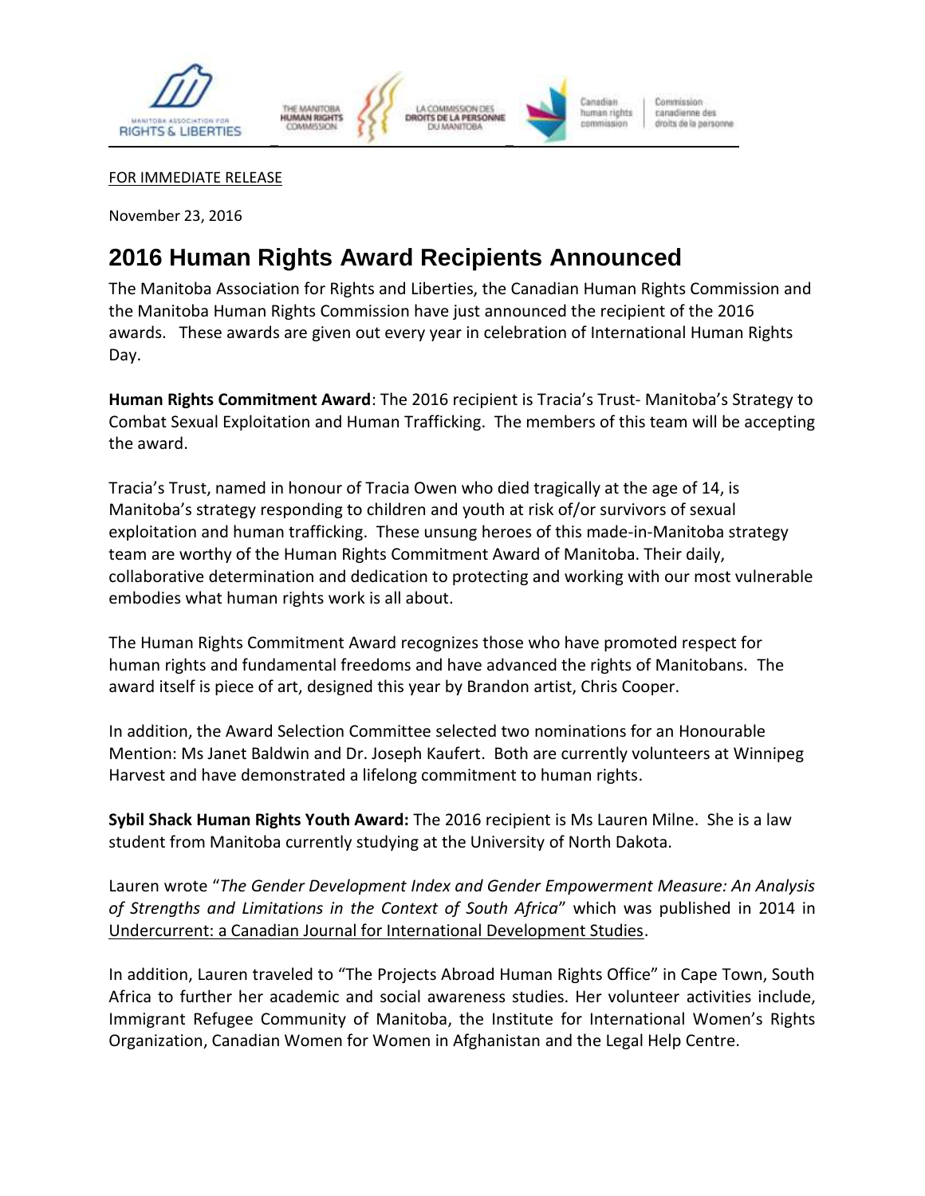MANITOBA ASSOCIATION FOR RIGHTS & LIBERTIES | THE MANITOBA HUMAN RIGHTS COMMISSION | LA COMMISSION DES DROITS DE LA PERSONNE DU MANITOBA | Canadian human rights commission | Commission canadienne des droits de la personne

FOR IMMEDIATE RELEASE

November 23, 2016

# 2016 Human Rights Award Recipients Announced

The Manitoba Association for Rights and Liberties, the Canadian Human Rights Commission and the Manitoba Human Rights Commission have just announced the recipient of the 2016 awards. These awards are given out every year in celebration of International Human Rights Day.

**Human Rights Commitment Award**: The 2016 recipient is Tracia's Trust- Manitoba's Strategy to Combat Sexual Exploitation and Human Trafficking. The members of this team will be accepting the award.

Tracia's Trust, named in honour of Tracia Owen who died tragically at the age of 14, is Manitoba's strategy responding to children and youth at risk of/or survivors of sexual exploitation and human trafficking. These unsung heroes of this made-in-Manitoba strategy team are worthy of the Human Rights Commitment Award of Manitoba. Their daily, collaborative determination and dedication to protecting and working with our most vulnerable embodies what human rights work is all about.

The Human Rights Commitment Award recognizes those who have promoted respect for human rights and fundamental freedoms and have advanced the rights of Manitobans. The award itself is piece of art, designed this year by Brandon artist, Chris Cooper.

In addition, the Award Selection Committee selected two nominations for an Honourable Mention: Ms Janet Baldwin and Dr. Joseph Kaufert. Both are currently volunteers at Winnipeg Harvest and have demonstrated a lifelong commitment to human rights.

**Sybil Shack Human Rights Youth Award:** The 2016 recipient is Ms Lauren Milne. She is a law student from Manitoba currently studying at the University of North Dakota.

Lauren wrote "*The Gender Development Index and Gender Empowerment Measure: An Analysis of Strengths and Limitations in the Context of South Africa*" which was published in 2014 in Undercurrent: a Canadian Journal for International Development Studies.

In addition, Lauren traveled to "The Projects Abroad Human Rights Office" in Cape Town, South Africa to further her academic and social awareness studies. Her volunteer activities include, Immigrant Refugee Community of Manitoba, the Institute for International Women's Rights Organization, Canadian Women for Women in Afghanistan and the Legal Help Centre.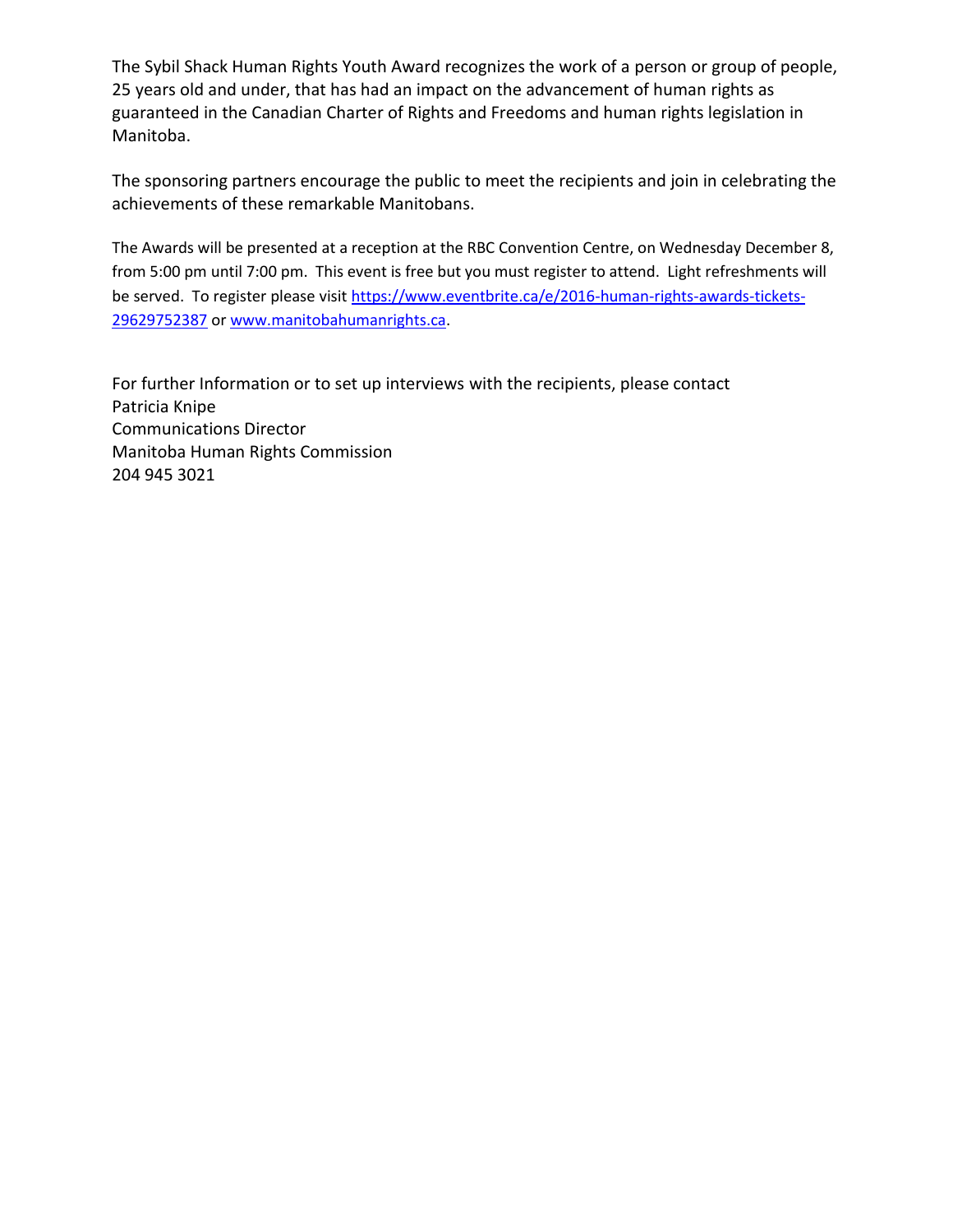The Sybil Shack Human Rights Youth Award recognizes the work of a person or group of people, 25 years old and under, that has had an impact on the advancement of human rights as guaranteed in the Canadian Charter of Rights and Freedoms and human rights legislation in Manitoba.

The sponsoring partners encourage the public to meet the recipients and join in celebrating the achievements of these remarkable Manitobans.

The Awards will be presented at a reception at the RBC Convention Centre, on Wednesday December 8, from 5:00 pm until 7:00 pm. This event is free but you must register to attend. Light refreshments will be served. To register please visit https://www.eventbrite.ca/e/2016-human-rights-awards-tickets-29629752387 or www.manitobahumanrights.ca.

For further Information or to set up interviews with the recipients, please contact
Patricia Knipe
Communications Director
Manitoba Human Rights Commission
204 945 3021